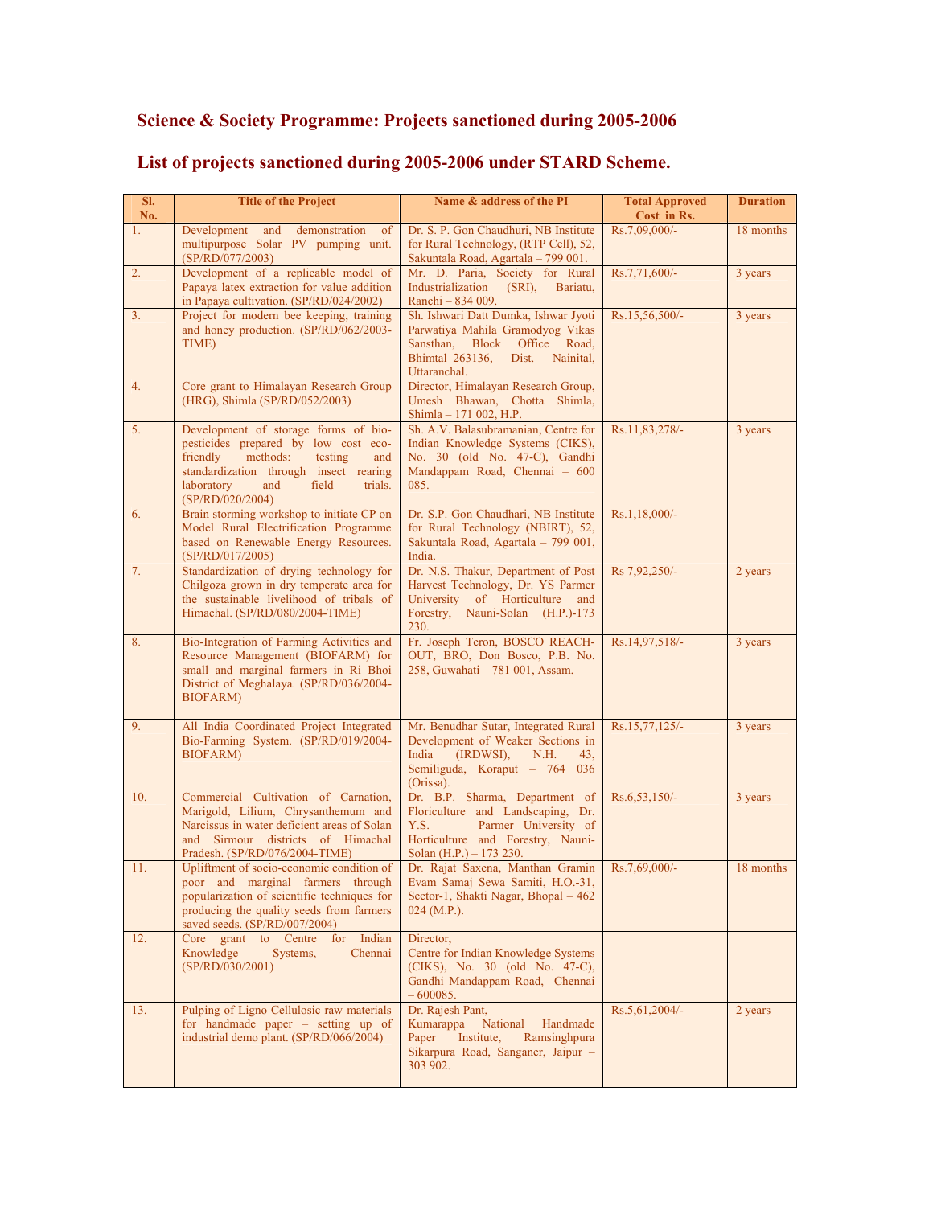## Science & Society Programme: Projects sanctioned during 2005-2006

## List of projects sanctioned during 2005-2006 under STARD Scheme.

| Sl. No. | Title of the Project | Name & address of the PI | Total Approved Cost in Rs. | Duration |
|---|---|---|---|---|
| 1. | Development and demonstration of multipurpose Solar PV pumping unit. (SP/RD/077/2003) | Dr. S. P. Gon Chaudhuri, NB Institute for Rural Technology, (RTP Cell), 52, Sakuntala Road, Agartala – 799 001. | Rs.7,09,000/- | 18 months |
| 2. | Development of a replicable model of Papaya latex extraction for value addition in Papaya cultivation. (SP/RD/024/2002) | Mr. D. Paria, Society for Rural Industrialization (SRI), Bariatu, Ranchi – 834 009. | Rs.7,71,600/- | 3 years |
| 3. | Project for modern bee keeping, training and honey production. (SP/RD/062/2003-TIME) | Sh. Ishwari Datt Dumka, Ishwar Jyoti Parwatiya Mahila Gramodyog Vikas Sansthan, Block Office Road, Bhimtal–263136, Dist. Nainital, Uttaranchal. | Rs.15,56,500/- | 3 years |
| 4. | Core grant to Himalayan Research Group (HRG), Shimla (SP/RD/052/2003) | Director, Himalayan Research Group, Umesh Bhawan, Chotta Shimla, Shimla – 171 002, H.P. | | |
| 5. | Development of storage forms of bio-pesticides prepared by low cost eco-friendly methods: testing and standardization through insect rearing laboratory and field trials. (SP/RD/020/2004) | Sh. A.V. Balasubramanian, Centre for Indian Knowledge Systems (CIKS), No. 30 (old No. 47-C), Gandhi Mandappam Road, Chennai – 600 085. | Rs.11,83,278/- | 3 years |
| 6. | Brain storming workshop to initiate CP on Model Rural Electrification Programme based on Renewable Energy Resources. (SP/RD/017/2005) | Dr. S.P. Gon Chaudhari, NB Institute for Rural Technology (NBIRT), 52, Sakuntala Road, Agartala – 799 001, India. | Rs.1,18,000/- | |
| 7. | Standardization of drying technology for Chilgoza grown in dry temperate area for the sustainable livelihood of tribals of Himachal. (SP/RD/080/2004-TIME) | Dr. N.S. Thakur, Department of Post Harvest Technology, Dr. YS Parmer University of Horticulture and Forestry, Nauni-Solan (H.P.)-173 230. | Rs 7,92,250/- | 2 years |
| 8. | Bio-Integration of Farming Activities and Resource Management (BIOFARM) for small and marginal farmers in Ri Bhoi District of Meghalaya. (SP/RD/036/2004-BIOFARM) | Fr. Joseph Teron, BOSCO REACH-OUT, BRO, Don Bosco, P.B. No. 258, Guwahati – 781 001, Assam. | Rs.14,97,518/- | 3 years |
| 9. | All India Coordinated Project Integrated Bio-Farming System. (SP/RD/019/2004-BIOFARM) | Mr. Benudhar Sutar, Integrated Rural Development of Weaker Sections in India (IRDWSI), N.H. 43, Semiliguda, Koraput – 764 036 (Orissa). | Rs.15,77,125/- | 3 years |
| 10. | Commercial Cultivation of Carnation, Marigold, Lilium, Chrysanthemum and Narcissus in water deficient areas of Solan and Sirmour districts of Himachal Pradesh. (SP/RD/076/2004-TIME) | Dr. B.P. Sharma, Department of Floriculture and Landscaping, Dr. Y.S. Parmer University of Horticulture and Forestry, Nauni-Solan (H.P.) – 173 230. | Rs.6,53,150/- | 3 years |
| 11. | Upliftment of socio-economic condition of poor and marginal farmers through popularization of scientific techniques for producing the quality seeds from farmers saved seeds. (SP/RD/007/2004) | Dr. Rajat Saxena, Manthan Gramin Evam Samaj Sewa Samiti, H.O.-31, Sector-1, Shakti Nagar, Bhopal – 462 024 (M.P.). | Rs.7,69,000/- | 18 months |
| 12. | Core grant to Centre for Indian Knowledge Systems, Chennai (SP/RD/030/2001) | Director, Centre for Indian Knowledge Systems (CIKS), No. 30 (old No. 47-C), Gandhi Mandappam Road, Chennai – 600085. | | |
| 13. | Pulping of Ligno Cellulosic raw materials for handmade paper – setting up of industrial demo plant. (SP/RD/066/2004) | Dr. Rajesh Pant, Kumarappa National Handmade Paper Institute, Ramsinghpura Sikarpura Road, Sanganer, Jaipur – 303 902. | Rs.5,61,2004/- | 2 years |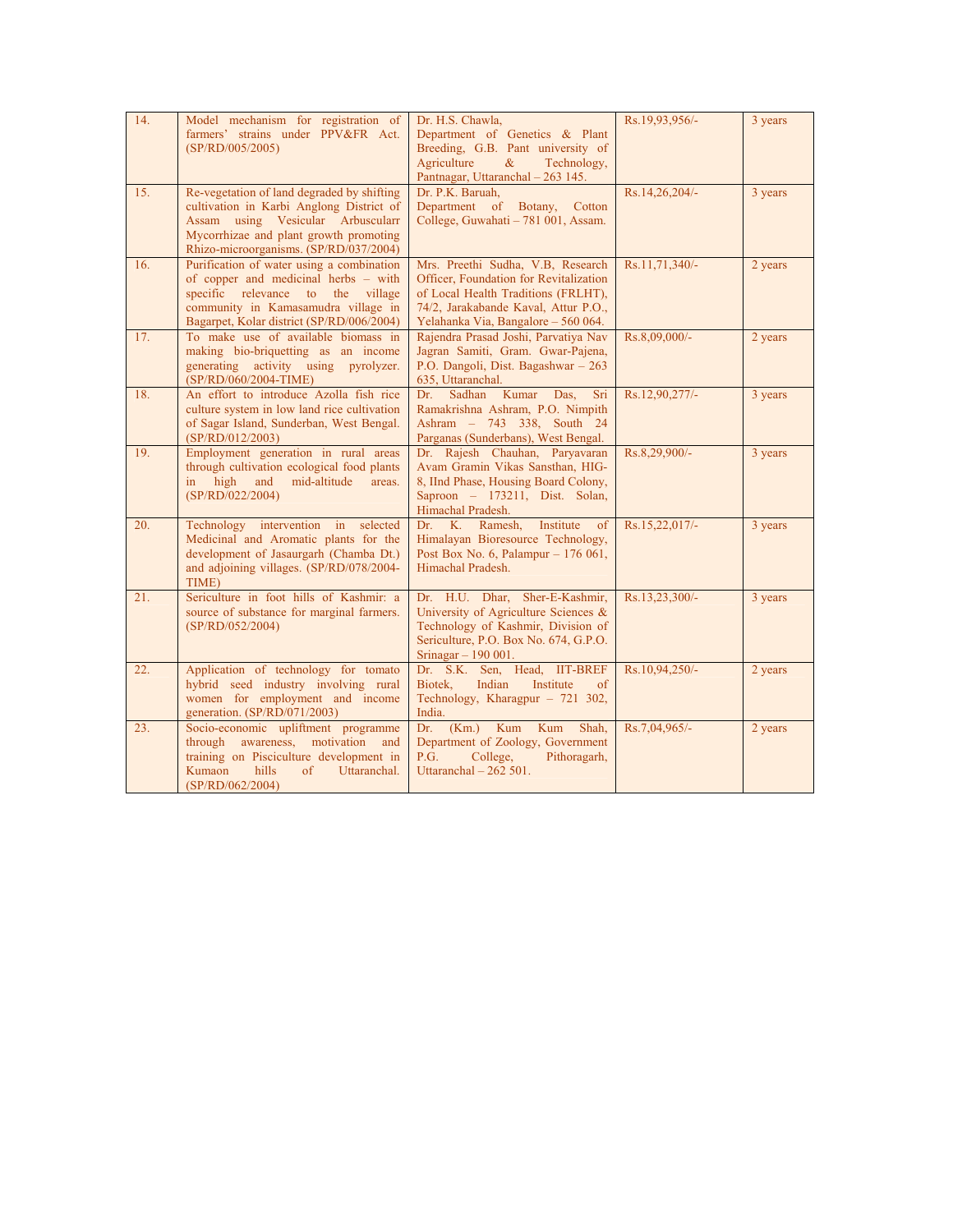| | | | | |
|---|---|---|---|---|
| 14. | Model mechanism for registration of farmers' strains under PPV&FR Act. (SP/RD/005/2005) | Dr. H.S. Chawla, Department of Genetics & Plant Breeding, G.B. Pant university of Agriculture & Technology, Pantnagar, Uttaranchal – 263 145. | Rs.19,93,956/- | 3 years |
| 15. | Re-vegetation of land degraded by shifting cultivation in Karbi Anglong District of Assam using Vesicular Arbuscularr Mycorrhizae and plant growth promoting Rhizo-microorganisms. (SP/RD/037/2004) | Dr. P.K. Baruah, Department of Botany, Cotton College, Guwahati – 781 001, Assam. | Rs.14,26,204/- | 3 years |
| 16. | Purification of water using a combination of copper and medicinal herbs – with specific relevance to the village community in Kamasamudra village in Bagarpet, Kolar district (SP/RD/006/2004) | Mrs. Preethi Sudha, V.B, Research Officer, Foundation for Revitalization of Local Health Traditions (FRLHT), 74/2, Jarakabande Kaval, Attur P.O., Yelahanka Via, Bangalore – 560 064. | Rs.11,71,340/- | 2 years |
| 17. | To make use of available biomass in making bio-briquetting as an income generating activity using pyrolyzer. (SP/RD/060/2004-TIME) | Rajendra Prasad Joshi, Parvatiya Nav Jagran Samiti, Gram. Gwar-Pajena, P.O. Dangoli, Dist. Bagashwar – 263 635, Uttaranchal. | Rs.8,09,000/- | 2 years |
| 18. | An effort to introduce Azolla fish rice culture system in low land rice cultivation of Sagar Island, Sunderban, West Bengal. (SP/RD/012/2003) | Dr. Sadhan Kumar Das, Sri Ramakrishna Ashram, P.O. Nimpith Ashram – 743 338, South 24 Parganas (Sunderbans), West Bengal. | Rs.12,90,277/- | 3 years |
| 19. | Employment generation in rural areas through cultivation ecological food plants in high and mid-altitude areas. (SP/RD/022/2004) | Dr. Rajesh Chauhan, Paryavaran Avam Gramin Vikas Sansthan, HIG-8, IInd Phase, Housing Board Colony, Saproon – 173211, Dist. Solan, Himachal Pradesh. | Rs.8,29,900/- | 3 years |
| 20. | Technology intervention in selected Medicinal and Aromatic plants for the development of Jasaurgarh (Chamba Dt.) and adjoining villages. (SP/RD/078/2004-TIME) | Dr. K. Ramesh, Institute of Himalayan Bioresource Technology, Post Box No. 6, Palampur – 176 061, Himachal Pradesh. | Rs.15,22,017/- | 3 years |
| 21. | Sericulture in foot hills of Kashmir: a source of substance for marginal farmers. (SP/RD/052/2004) | Dr. H.U. Dhar, Sher-E-Kashmir, University of Agriculture Sciences & Technology of Kashmir, Division of Sericulture, P.O. Box No. 674, G.P.O. Srinagar – 190 001. | Rs.13,23,300/- | 3 years |
| 22. | Application of technology for tomato hybrid seed industry involving rural women for employment and income generation. (SP/RD/071/2003) | Dr. S.K. Sen, Head, IIT-BREF Biotek, Indian Institute of Technology, Kharagpur – 721 302, India. | Rs.10,94,250/- | 2 years |
| 23. | Socio-economic upliftment programme through awareness, motivation and training on Pisciculture development in Kumaon hills of Uttaranchal. (SP/RD/062/2004) | Dr. (Km.) Kum Kum Shah, Department of Zoology, Government P.G. College, Pithoragarh, Uttaranchal – 262 501. | Rs.7,04,965/- | 2 years |